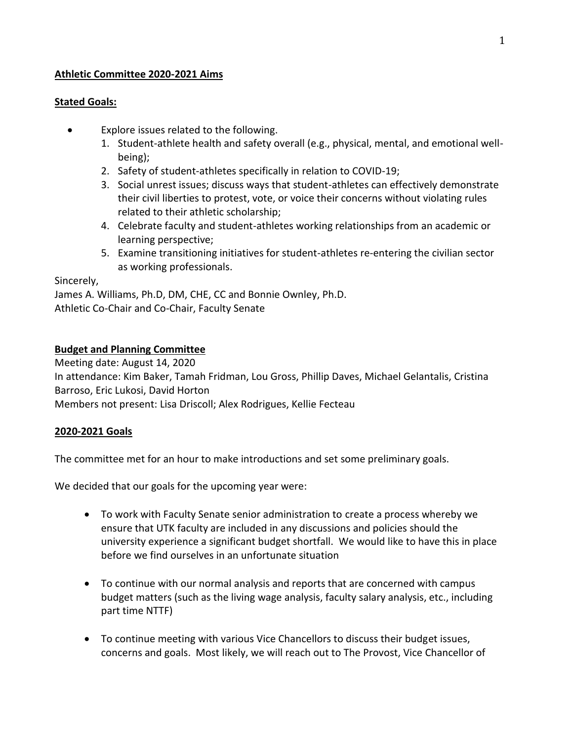**Athletic Committee 2020-2021 Aims**

**Stated Goals:**

- Explore issues related to the following.
  1. Student-athlete health and safety overall (e.g., physical, mental, and emotional well-being);
  2. Safety of student-athletes specifically in relation to COVID-19;
  3. Social unrest issues; discuss ways that student-athletes can effectively demonstrate their civil liberties to protest, vote, or voice their concerns without violating rules related to their athletic scholarship;
  4. Celebrate faculty and student-athletes working relationships from an academic or learning perspective;
  5. Examine transitioning initiatives for student-athletes re-entering the civilian sector as working professionals.

Sincerely,
James A. Williams, Ph.D, DM, CHE, CC and Bonnie Ownley, Ph.D.
Athletic Co-Chair and Co-Chair, Faculty Senate

**Budget and Planning Committee**

Meeting date: August 14, 2020
In attendance: Kim Baker, Tamah Fridman, Lou Gross, Phillip Daves, Michael Gelantalis, Cristina Barroso, Eric Lukosi, David Horton
Members not present: Lisa Driscoll; Alex Rodrigues, Kellie Fecteau

**2020-2021 Goals**

The committee met for an hour to make introductions and set some preliminary goals.

We decided that our goals for the upcoming year were:

- To work with Faculty Senate senior administration to create a process whereby we ensure that UTK faculty are included in any discussions and policies should the university experience a significant budget shortfall. We would like to have this in place before we find ourselves in an unfortunate situation

- To continue with our normal analysis and reports that are concerned with campus budget matters (such as the living wage analysis, faculty salary analysis, etc., including part time NTTF)

- To continue meeting with various Vice Chancellors to discuss their budget issues, concerns and goals. Most likely, we will reach out to The Provost, Vice Chancellor of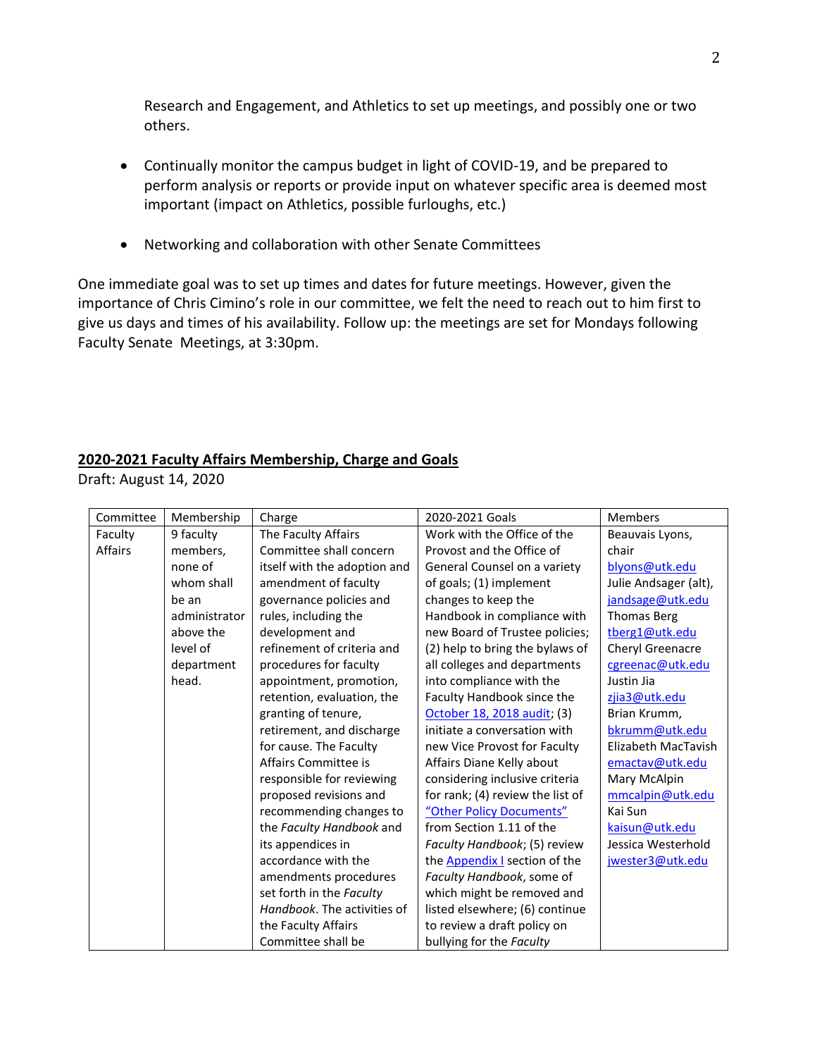Research and Engagement, and Athletics to set up meetings, and possibly one or two others.

- Continually monitor the campus budget in light of COVID-19, and be prepared to perform analysis or reports or provide input on whatever specific area is deemed most important (impact on Athletics, possible furloughs, etc.)

- Networking and collaboration with other Senate Committees

One immediate goal was to set up times and dates for future meetings. However, given the importance of Chris Cimino's role in our committee, we felt the need to reach out to him first to give us days and times of his availability. Follow up: the meetings are set for Mondays following Faculty Senate Meetings, at 3:30pm.

**2020-2021 Faculty Affairs Membership, Charge and Goals**

Draft: August 14, 2020

| Committee | Membership | Charge | 2020-2021 Goals | Members |
|---|---|---|---|---|
| Faculty Affairs | 9 faculty members, none of whom shall be an administrator above the level of department head. | The Faculty Affairs Committee shall concern itself with the adoption and amendment of faculty governance policies and rules, including the development and refinement of criteria and procedures for faculty appointment, promotion, retention, evaluation, the granting of tenure, retirement, and discharge for cause. The Faculty Affairs Committee is responsible for reviewing proposed revisions and recommending changes to the *Faculty Handbook* and its appendices in accordance with the amendments procedures set forth in the *Faculty Handbook*. The activities of the Faculty Affairs Committee shall be | Work with the Office of the Provost and the Office of General Counsel on a variety of goals; (1) implement changes to keep the Handbook in compliance with new Board of Trustee policies; (2) help to bring the bylaws of all colleges and departments into compliance with the Faculty Handbook since the October 18, 2018 audit; (3) initiate a conversation with new Vice Provost for Faculty Affairs Diane Kelly about considering inclusive criteria for rank; (4) review the list of "Other Policy Documents" from Section 1.11 of the *Faculty Handbook*; (5) review the Appendix I section of the *Faculty Handbook*, some of which might be removed and listed elsewhere; (6) continue to review a draft policy on bullying for the *Faculty* | Beauvais Lyons, chair blyons@utk.edu Julie Andsager (alt), jandsage@utk.edu Thomas Berg tberg1@utk.edu Cheryl Greenacre cgreenac@utk.edu Justin Jia zjia3@utk.edu Brian Krumm, bkrumm@utk.edu Elizabeth MacTavish emactav@utk.edu Mary McAlpin mmcalpin@utk.edu Kai Sun kaisun@utk.edu Jessica Westerhold jwester3@utk.edu |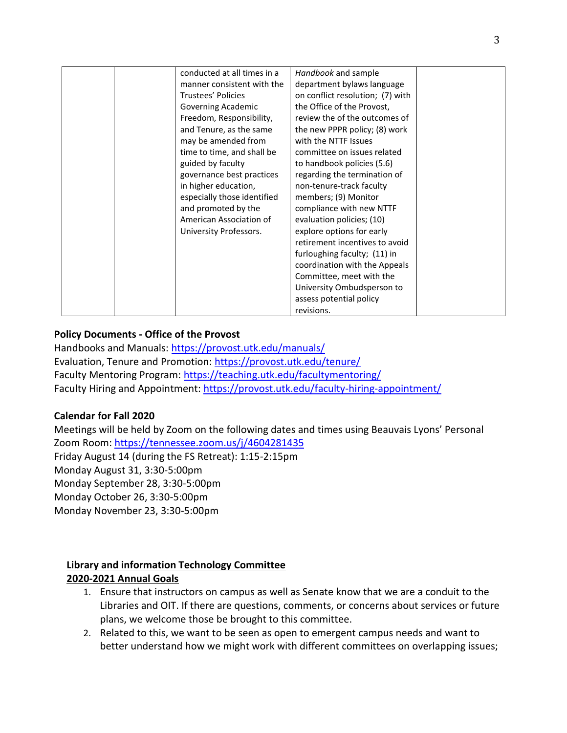| | | conducted at all times in a manner consistent with the Trustees' Policies Governing Academic Freedom, Responsibility, and Tenure, as the same may be amended from time to time, and shall be guided by faculty governance best practices in higher education, especially those identified and promoted by the American Association of University Professors. | *Handbook* and sample department bylaws language on conflict resolution; (7) with the Office of the Provost, review the of the outcomes of the new PPPR policy; (8) work with the NTTF Issues committee on issues related to handbook policies (5.6) regarding the termination of non-tenure-track faculty members; (9) Monitor compliance with new NTTF evaluation policies; (10) explore options for early retirement incentives to avoid furloughing faculty; (11) in coordination with the Appeals Committee, meet with the University Ombudsperson to assess potential policy revisions. | |
|---|---|---|---|---|

**Policy Documents - Office of the Provost**

Handbooks and Manuals: https://provost.utk.edu/manuals/
Evaluation, Tenure and Promotion: https://provost.utk.edu/tenure/
Faculty Mentoring Program: https://teaching.utk.edu/facultymentoring/
Faculty Hiring and Appointment: https://provost.utk.edu/faculty-hiring-appointment/

**Calendar for Fall 2020**

Meetings will be held by Zoom on the following dates and times using Beauvais Lyons' Personal Zoom Room: https://tennessee.zoom.us/j/4604281435
Friday August 14 (during the FS Retreat): 1:15-2:15pm
Monday August 31, 3:30-5:00pm
Monday September 28, 3:30-5:00pm
Monday October 26, 3:30-5:00pm
Monday November 23, 3:30-5:00pm

**Library and information Technology Committee**
**2020-2021 Annual Goals**

1. Ensure that instructors on campus as well as Senate know that we are a conduit to the Libraries and OIT. If there are questions, comments, or concerns about services or future plans, we welcome those be brought to this committee.
2. Related to this, we want to be seen as open to emergent campus needs and want to better understand how we might work with different committees on overlapping issues;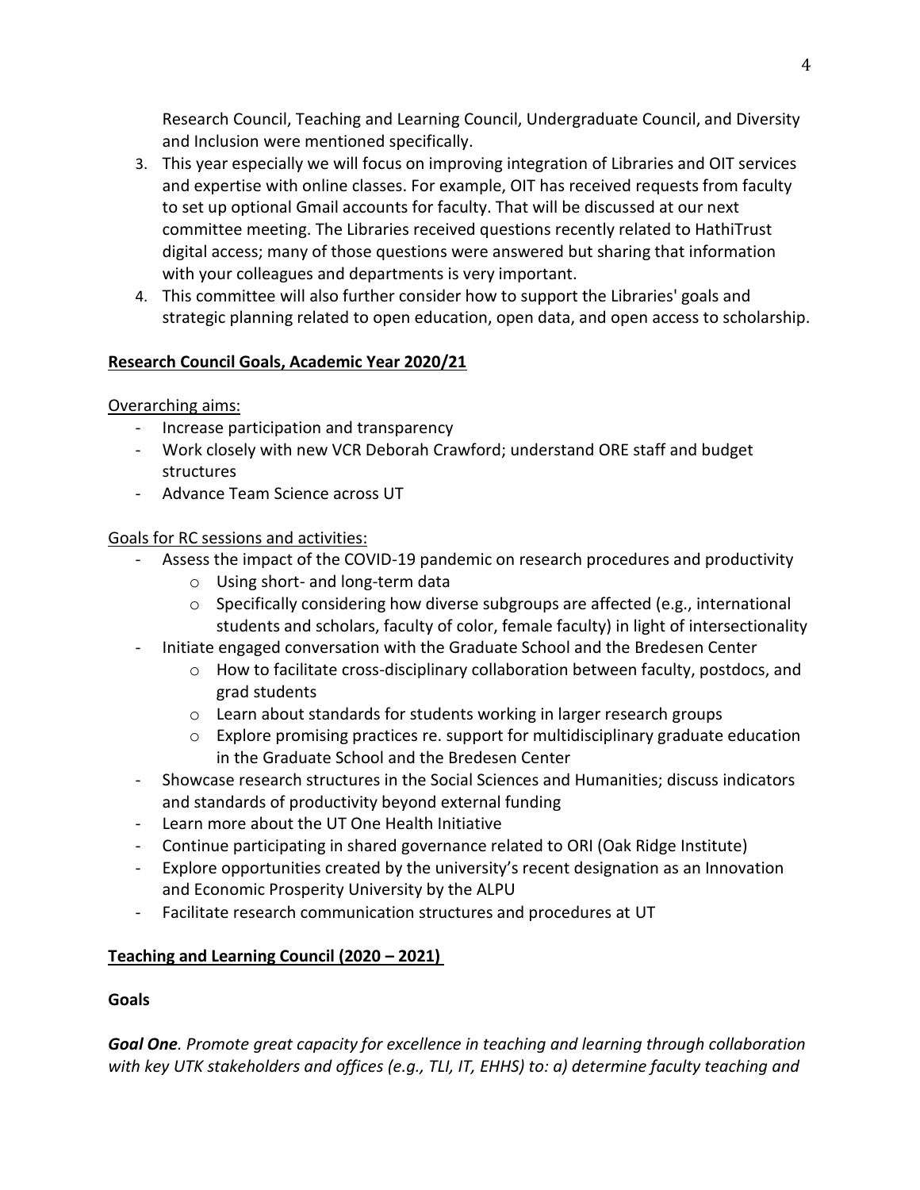Research Council, Teaching and Learning Council, Undergraduate Council, and Diversity and Inclusion were mentioned specifically.

3. This year especially we will focus on improving integration of Libraries and OIT services and expertise with online classes. For example, OIT has received requests from faculty to set up optional Gmail accounts for faculty. That will be discussed at our next committee meeting. The Libraries received questions recently related to HathiTrust digital access; many of those questions were answered but sharing that information with your colleagues and departments is very important.
4. This committee will also further consider how to support the Libraries' goals and strategic planning related to open education, open data, and open access to scholarship.

**<u>Research Council Goals, Academic Year 2020/21</u>**

<u>Overarching aims:</u>

- Increase participation and transparency
- Work closely with new VCR Deborah Crawford; understand ORE staff and budget structures
- Advance Team Science across UT

<u>Goals for RC sessions and activities:</u>

- Assess the impact of the COVID-19 pandemic on research procedures and productivity
    - Using short- and long-term data
    - Specifically considering how diverse subgroups are affected (e.g., international students and scholars, faculty of color, female faculty) in light of intersectionality
- Initiate engaged conversation with the Graduate School and the Bredesen Center
    - How to facilitate cross-disciplinary collaboration between faculty, postdocs, and grad students
    - Learn about standards for students working in larger research groups
    - Explore promising practices re. support for multidisciplinary graduate education in the Graduate School and the Bredesen Center
- Showcase research structures in the Social Sciences and Humanities; discuss indicators and standards of productivity beyond external funding
- Learn more about the UT One Health Initiative
- Continue participating in shared governance related to ORI (Oak Ridge Institute)
- Explore opportunities created by the university's recent designation as an Innovation and Economic Prosperity University by the ALPU
- Facilitate research communication structures and procedures at UT

**<u>Teaching and Learning Council (2020 – 2021)</u>**

**Goals**

***Goal One****. Promote great capacity for excellence in teaching and learning through collaboration with key UTK stakeholders and offices (e.g., TLI, IT, EHHS) to: a) determine faculty teaching and*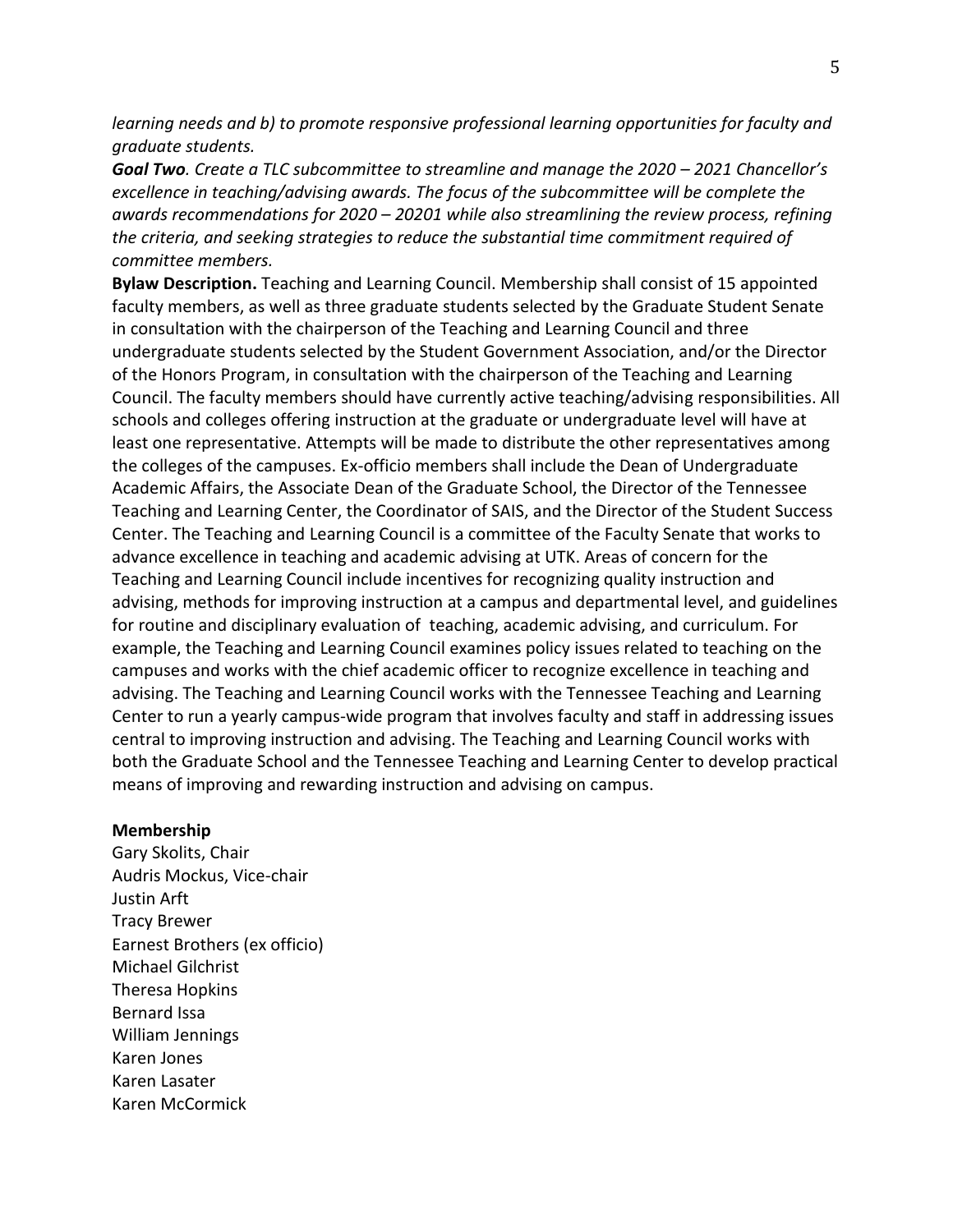*learning needs and b) to promote responsive professional learning opportunities for faculty and graduate students.*

***Goal Two**. Create a TLC subcommittee to streamline and manage the 2020 – 2021 Chancellor's excellence in teaching/advising awards. The focus of the subcommittee will be complete the awards recommendations for 2020 – 20201 while also streamlining the review process, refining the criteria, and seeking strategies to reduce the substantial time commitment required of committee members.*

**Bylaw Description.** Teaching and Learning Council. Membership shall consist of 15 appointed faculty members, as well as three graduate students selected by the Graduate Student Senate in consultation with the chairperson of the Teaching and Learning Council and three undergraduate students selected by the Student Government Association, and/or the Director of the Honors Program, in consultation with the chairperson of the Teaching and Learning Council. The faculty members should have currently active teaching/advising responsibilities. All schools and colleges offering instruction at the graduate or undergraduate level will have at least one representative. Attempts will be made to distribute the other representatives among the colleges of the campuses. Ex-officio members shall include the Dean of Undergraduate Academic Affairs, the Associate Dean of the Graduate School, the Director of the Tennessee Teaching and Learning Center, the Coordinator of SAIS, and the Director of the Student Success Center. The Teaching and Learning Council is a committee of the Faculty Senate that works to advance excellence in teaching and academic advising at UTK. Areas of concern for the Teaching and Learning Council include incentives for recognizing quality instruction and advising, methods for improving instruction at a campus and departmental level, and guidelines for routine and disciplinary evaluation of teaching, academic advising, and curriculum. For example, the Teaching and Learning Council examines policy issues related to teaching on the campuses and works with the chief academic officer to recognize excellence in teaching and advising. The Teaching and Learning Council works with the Tennessee Teaching and Learning Center to run a yearly campus-wide program that involves faculty and staff in addressing issues central to improving instruction and advising. The Teaching and Learning Council works with both the Graduate School and the Tennessee Teaching and Learning Center to develop practical means of improving and rewarding instruction and advising on campus.

**Membership**

Gary Skolits, Chair
Audris Mockus, Vice-chair
Justin Arft
Tracy Brewer
Earnest Brothers (ex officio)
Michael Gilchrist
Theresa Hopkins
Bernard Issa
William Jennings
Karen Jones
Karen Lasater
Karen McCormick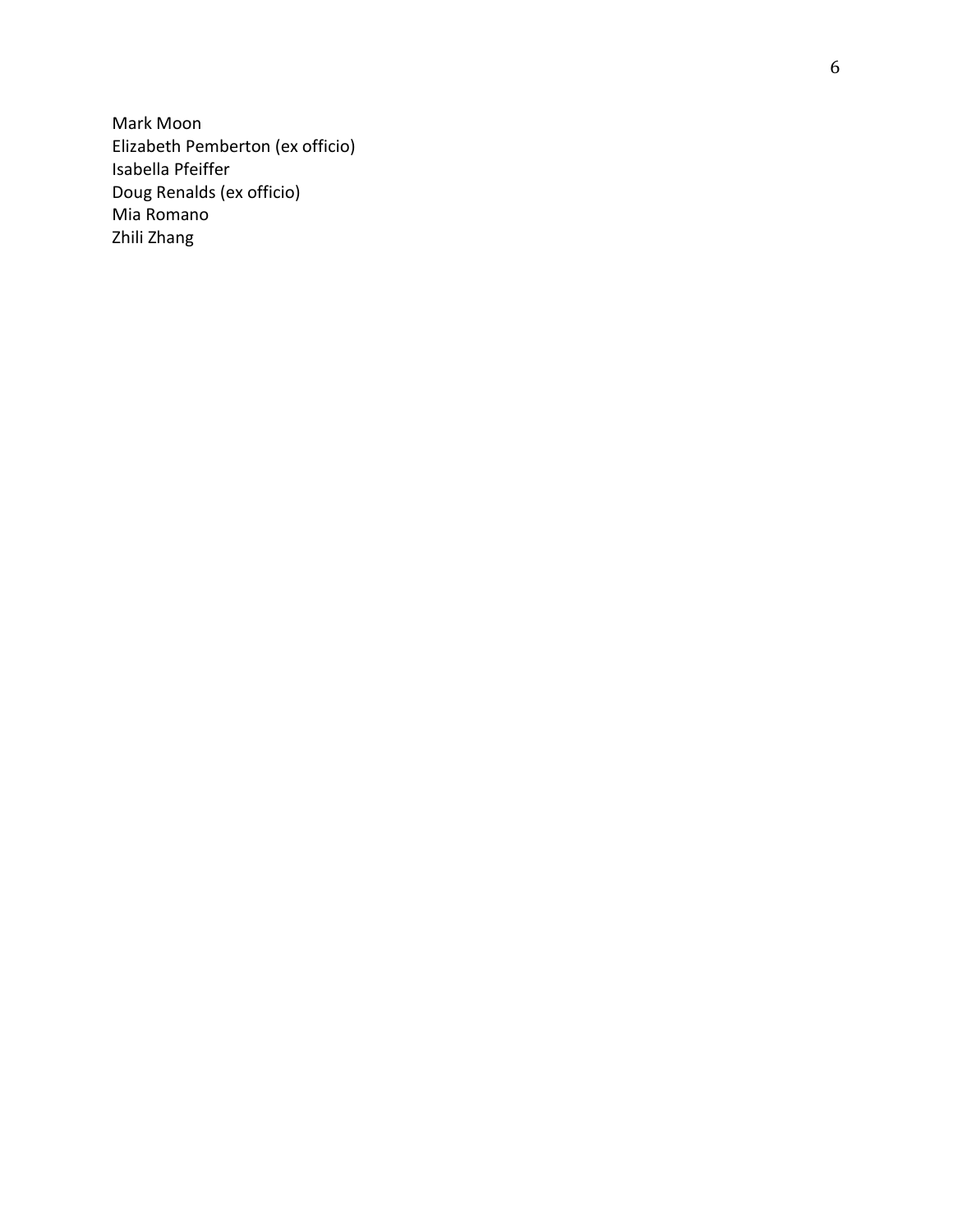Mark Moon
Elizabeth Pemberton (ex officio)
Isabella Pfeiffer
Doug Renalds (ex officio)
Mia Romano
Zhili Zhang